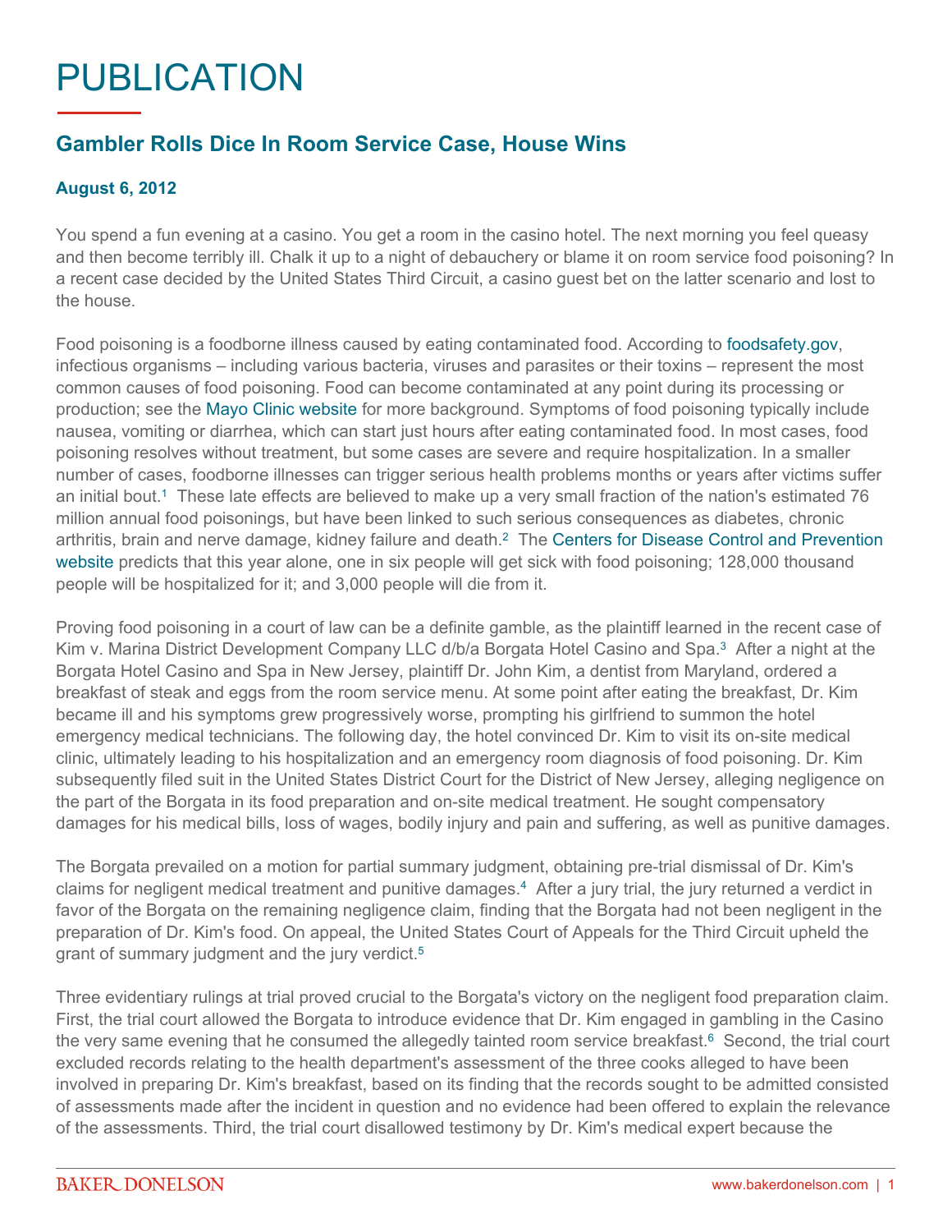# PUBLICATION

## Gambler Rolls Dice In Room Service Case, House Wins

### August 6, 2012

You spend a fun evening at a casino. You get a room in the casino hotel. The next morning you feel queasy and then become terribly ill. Chalk it up to a night of debauchery or blame it on room service food poisoning? In a recent case decided by the United States Third Circuit, a casino guest bet on the latter scenario and lost to the house.

Food poisoning is a foodborne illness caused by eating contaminated food. According to foodsafety.gov, infectious organisms – including various bacteria, viruses and parasites or their toxins – represent the most common causes of food poisoning. Food can become contaminated at any point during its processing or production; see the Mayo Clinic website for more background. Symptoms of food poisoning typically include nausea, vomiting or diarrhea, which can start just hours after eating contaminated food. In most cases, food poisoning resolves without treatment, but some cases are severe and require hospitalization. In a smaller number of cases, foodborne illnesses can trigger serious health problems months or years after victims suffer an initial bout.[1] These late effects are believed to make up a very small fraction of the nation's estimated 76 million annual food poisonings, but have been linked to such serious consequences as diabetes, chronic arthritis, brain and nerve damage, kidney failure and death.[2] The Centers for Disease Control and Prevention website predicts that this year alone, one in six people will get sick with food poisoning; 128,000 thousand people will be hospitalized for it; and 3,000 people will die from it.

Proving food poisoning in a court of law can be a definite gamble, as the plaintiff learned in the recent case of Kim v. Marina District Development Company LLC d/b/a Borgata Hotel Casino and Spa.[3] After a night at the Borgata Hotel Casino and Spa in New Jersey, plaintiff Dr. John Kim, a dentist from Maryland, ordered a breakfast of steak and eggs from the room service menu. At some point after eating the breakfast, Dr. Kim became ill and his symptoms grew progressively worse, prompting his girlfriend to summon the hotel emergency medical technicians. The following day, the hotel convinced Dr. Kim to visit its on-site medical clinic, ultimately leading to his hospitalization and an emergency room diagnosis of food poisoning. Dr. Kim subsequently filed suit in the United States District Court for the District of New Jersey, alleging negligence on the part of the Borgata in its food preparation and on-site medical treatment. He sought compensatory damages for his medical bills, loss of wages, bodily injury and pain and suffering, as well as punitive damages.

The Borgata prevailed on a motion for partial summary judgment, obtaining pre-trial dismissal of Dr. Kim's claims for negligent medical treatment and punitive damages.[4] After a jury trial, the jury returned a verdict in favor of the Borgata on the remaining negligence claim, finding that the Borgata had not been negligent in the preparation of Dr. Kim's food. On appeal, the United States Court of Appeals for the Third Circuit upheld the grant of summary judgment and the jury verdict.[5]

Three evidentiary rulings at trial proved crucial to the Borgata's victory on the negligent food preparation claim. First, the trial court allowed the Borgata to introduce evidence that Dr. Kim engaged in gambling in the Casino the very same evening that he consumed the allegedly tainted room service breakfast.[6] Second, the trial court excluded records relating to the health department's assessment of the three cooks alleged to have been involved in preparing Dr. Kim's breakfast, based on its finding that the records sought to be admitted consisted of assessments made after the incident in question and no evidence had been offered to explain the relevance of the assessments. Third, the trial court disallowed testimony by Dr. Kim's medical expert because the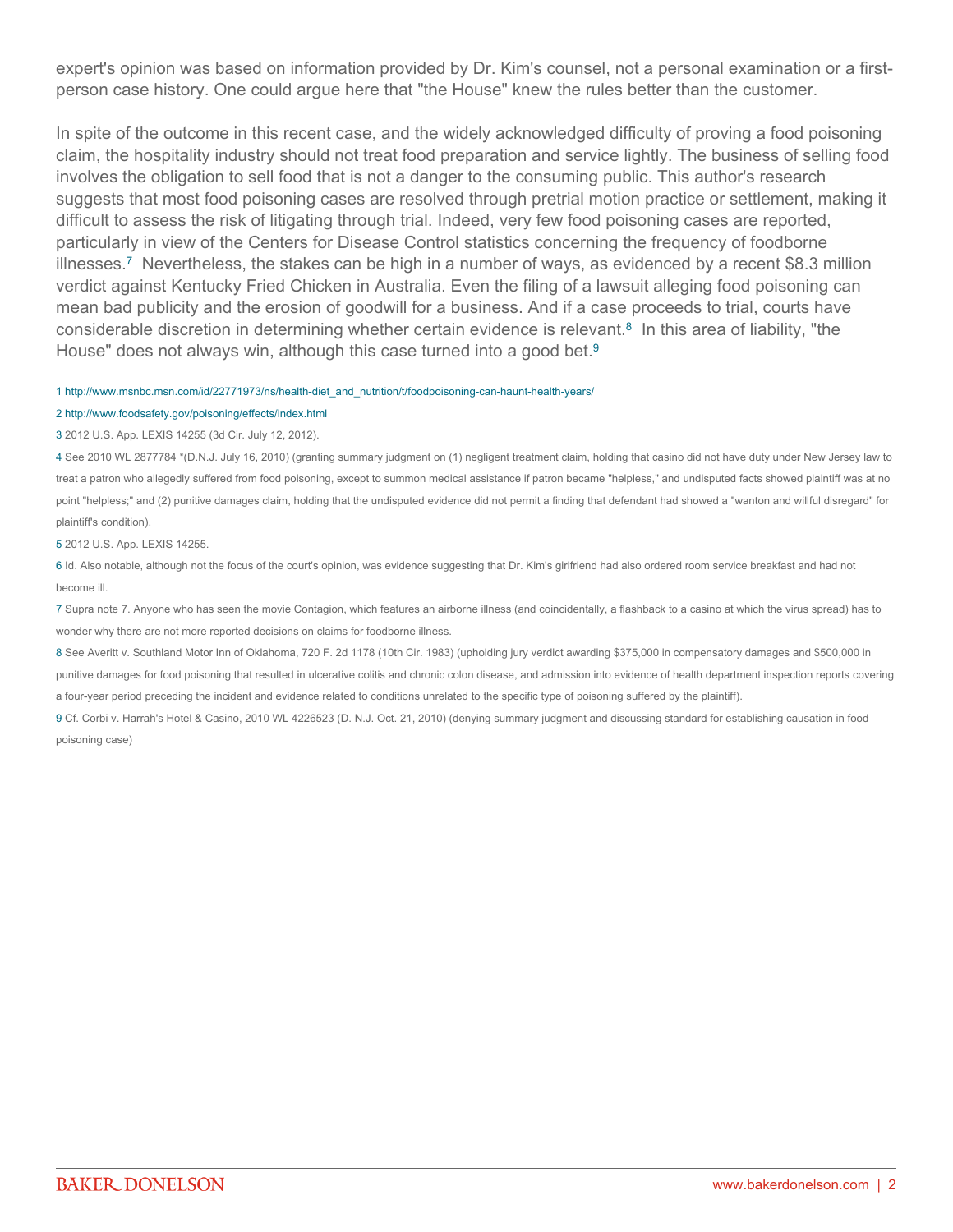expert's opinion was based on information provided by Dr. Kim's counsel, not a personal examination or a first-person case history. One could argue here that "the House" knew the rules better than the customer.

In spite of the outcome in this recent case, and the widely acknowledged difficulty of proving a food poisoning claim, the hospitality industry should not treat food preparation and service lightly. The business of selling food involves the obligation to sell food that is not a danger to the consuming public. This author's research suggests that most food poisoning cases are resolved through pretrial motion practice or settlement, making it difficult to assess the risk of litigating through trial. Indeed, very few food poisoning cases are reported, particularly in view of the Centers for Disease Control statistics concerning the frequency of foodborne illnesses.[7] Nevertheless, the stakes can be high in a number of ways, as evidenced by a recent $8.3 million verdict against Kentucky Fried Chicken in Australia. Even the filing of a lawsuit alleging food poisoning can mean bad publicity and the erosion of goodwill for a business. And if a case proceeds to trial, courts have considerable discretion in determining whether certain evidence is relevant.[8] In this area of liability, "the House" does not always win, although this case turned into a good bet.[9]

1 http://www.msnbc.msn.com/id/22771973/ns/health-diet_and_nutrition/t/foodpoisoning-can-haunt-health-years/

2 http://www.foodsafety.gov/poisoning/effects/index.html

3 2012 U.S. App. LEXIS 14255 (3d Cir. July 12, 2012).

4 See 2010 WL 2877784 *(D.N.J. July 16, 2010) (granting summary judgment on (1) negligent treatment claim, holding that casino did not have duty under New Jersey law to treat a patron who allegedly suffered from food poisoning, except to summon medical assistance if patron became "helpless," and undisputed facts showed plaintiff was at no point "helpless;" and (2) punitive damages claim, holding that the undisputed evidence did not permit a finding that defendant had showed a "wanton and willful disregard" for plaintiff's condition).

5 2012 U.S. App. LEXIS 14255.

6 Id. Also notable, although not the focus of the court's opinion, was evidence suggesting that Dr. Kim's girlfriend had also ordered room service breakfast and had not become ill.

7 Supra note 7. Anyone who has seen the movie Contagion, which features an airborne illness (and coincidentally, a flashback to a casino at which the virus spread) has to wonder why there are not more reported decisions on claims for foodborne illness.

8 See Averitt v. Southland Motor Inn of Oklahoma, 720 F. 2d 1178 (10th Cir. 1983) (upholding jury verdict awarding $375,000 in compensatory damages and $500,000 in punitive damages for food poisoning that resulted in ulcerative colitis and chronic colon disease, and admission into evidence of health department inspection reports covering a four-year period preceding the incident and evidence related to conditions unrelated to the specific type of poisoning suffered by the plaintiff).

9 Cf. Corbi v. Harrah's Hotel & Casino, 2010 WL 4226523 (D. N.J. Oct. 21, 2010) (denying summary judgment and discussing standard for establishing causation in food poisoning case)